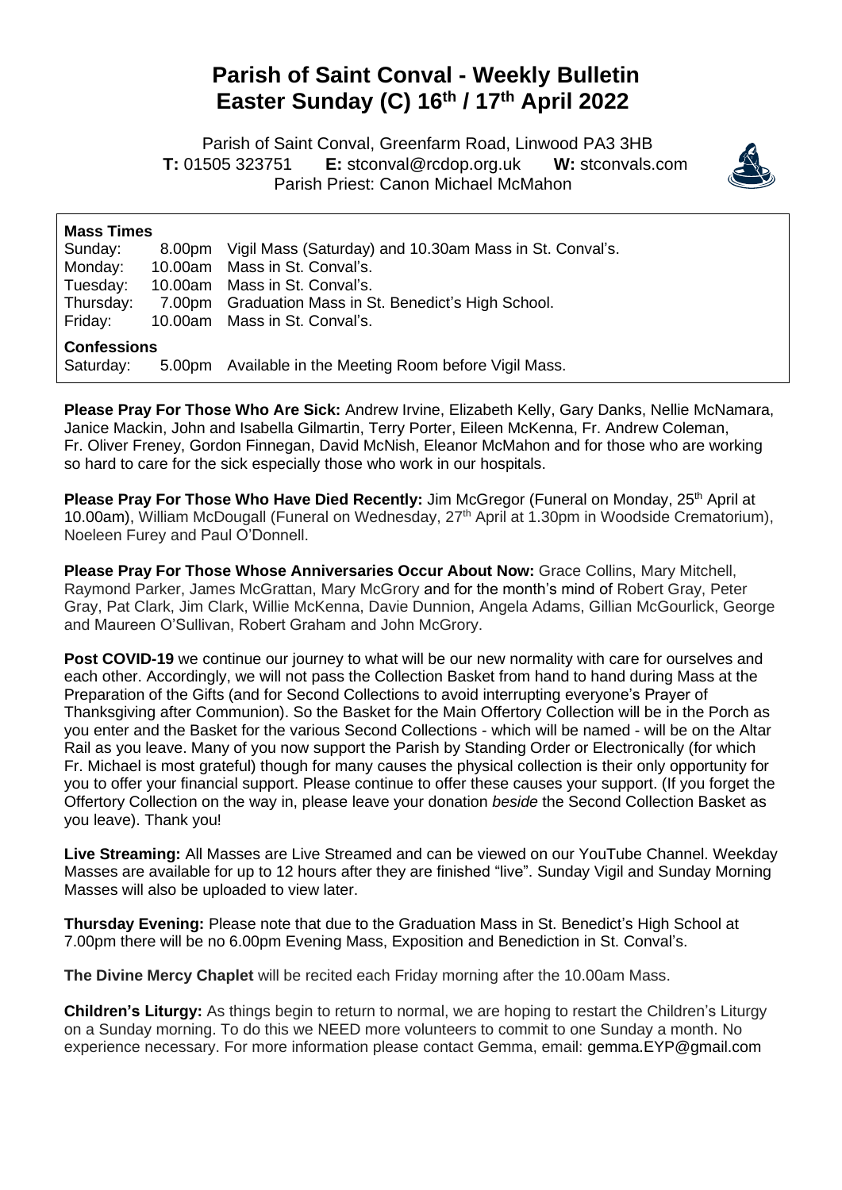# Parish of Saint Conval - Weekly Bulletin
# Easter Sunday (C) 16th / 17th April 2022

Parish of Saint Conval, Greenfarm Road, Linwood PA3 3HB
**T:** 01505 323751 **E:** stconval@rcdop.org.uk **W:** stconvals.com
Parish Priest: Canon Michael McMahon

**Mass Times**

| | | |
|---|---|---|
| Sunday: | 8.00pm | Vigil Mass (Saturday) and 10.30am Mass in St. Conval's. |
| Monday: | 10.00am | Mass in St. Conval's. |
| Tuesday: | 10.00am | Mass in St. Conval's. |
| Thursday: | 7.00pm | Graduation Mass in St. Benedict's High School. |
| Friday: | 10.00am | Mass in St. Conval's. |

**Confessions**

| | | |
|---|---|---|
| Saturday: | 5.00pm | Available in the Meeting Room before Vigil Mass. |

**Please Pray For Those Who Are Sick:** Andrew Irvine, Elizabeth Kelly, Gary Danks, Nellie McNamara, Janice Mackin, John and Isabella Gilmartin, Terry Porter, Eileen McKenna, Fr. Andrew Coleman, Fr. Oliver Freney, Gordon Finnegan, David McNish, Eleanor McMahon and for those who are working so hard to care for the sick especially those who work in our hospitals.

**Please Pray For Those Who Have Died Recently:** Jim McGregor (Funeral on Monday, 25th April at 10.00am), William McDougall (Funeral on Wednesday, 27th April at 1.30pm in Woodside Crematorium), Noeleen Furey and Paul O'Donnell.

**Please Pray For Those Whose Anniversaries Occur About Now:** Grace Collins, Mary Mitchell, Raymond Parker, James McGrattan, Mary McGrory and for the month's mind of Robert Gray, Peter Gray, Pat Clark, Jim Clark, Willie McKenna, Davie Dunnion, Angela Adams, Gillian McGourlick, George and Maureen O'Sullivan, Robert Graham and John McGrory.

**Post COVID-19** we continue our journey to what will be our new normality with care for ourselves and each other. Accordingly, we will not pass the Collection Basket from hand to hand during Mass at the Preparation of the Gifts (and for Second Collections to avoid interrupting everyone's Prayer of Thanksgiving after Communion). So the Basket for the Main Offertory Collection will be in the Porch as you enter and the Basket for the various Second Collections - which will be named - will be on the Altar Rail as you leave. Many of you now support the Parish by Standing Order or Electronically (for which Fr. Michael is most grateful) though for many causes the physical collection is their only opportunity for you to offer your financial support. Please continue to offer these causes your support. (If you forget the Offertory Collection on the way in, please leave your donation *beside* the Second Collection Basket as you leave). Thank you!

**Live Streaming:** All Masses are Live Streamed and can be viewed on our YouTube Channel. Weekday Masses are available for up to 12 hours after they are finished "live". Sunday Vigil and Sunday Morning Masses will also be uploaded to view later.

**Thursday Evening:** Please note that due to the Graduation Mass in St. Benedict's High School at 7.00pm there will be no 6.00pm Evening Mass, Exposition and Benediction in St. Conval's.

**The Divine Mercy Chaplet** will be recited each Friday morning after the 10.00am Mass.

**Children's Liturgy:** As things begin to return to normal, we are hoping to restart the Children's Liturgy on a Sunday morning. To do this we NEED more volunteers to commit to one Sunday a month. No experience necessary. For more information please contact Gemma, email: gemma.EYP@gmail.com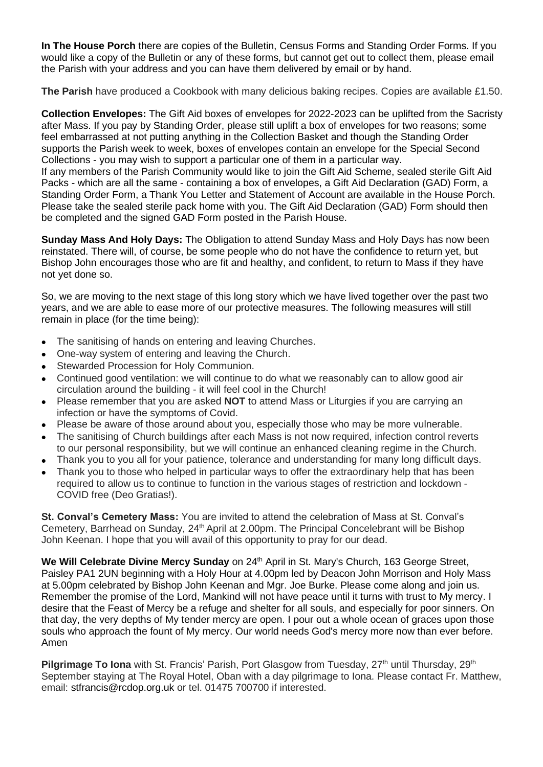**In The House Porch** there are copies of the Bulletin, Census Forms and Standing Order Forms. If you would like a copy of the Bulletin or any of these forms, but cannot get out to collect them, please email the Parish with your address and you can have them delivered by email or by hand.

**The Parish** have produced a Cookbook with many delicious baking recipes. Copies are available £1.50.

**Collection Envelopes:** The Gift Aid boxes of envelopes for 2022-2023 can be uplifted from the Sacristy after Mass. If you pay by Standing Order, please still uplift a box of envelopes for two reasons; some feel embarrassed at not putting anything in the Collection Basket and though the Standing Order supports the Parish week to week, boxes of envelopes contain an envelope for the Special Second Collections - you may wish to support a particular one of them in a particular way.
If any members of the Parish Community would like to join the Gift Aid Scheme, sealed sterile Gift Aid Packs - which are all the same - containing a box of envelopes, a Gift Aid Declaration (GAD) Form, a Standing Order Form, a Thank You Letter and Statement of Account are available in the House Porch. Please take the sealed sterile pack home with you. The Gift Aid Declaration (GAD) Form should then be completed and the signed GAD Form posted in the Parish House.

**Sunday Mass And Holy Days:** The Obligation to attend Sunday Mass and Holy Days has now been reinstated. There will, of course, be some people who do not have the confidence to return yet, but Bishop John encourages those who are fit and healthy, and confident, to return to Mass if they have not yet done so.

So, we are moving to the next stage of this long story which we have lived together over the past two years, and we are able to ease more of our protective measures. The following measures will still remain in place (for the time being):

- The sanitising of hands on entering and leaving Churches.
- One-way system of entering and leaving the Church.
- Stewarded Procession for Holy Communion.
- Continued good ventilation: we will continue to do what we reasonably can to allow good air circulation around the building - it will feel cool in the Church!
- Please remember that you are asked **NOT** to attend Mass or Liturgies if you are carrying an infection or have the symptoms of Covid.
- Please be aware of those around about you, especially those who may be more vulnerable.
- The sanitising of Church buildings after each Mass is not now required, infection control reverts to our personal responsibility, but we will continue an enhanced cleaning regime in the Church.
- Thank you to you all for your patience, tolerance and understanding for many long difficult days.
- Thank you to those who helped in particular ways to offer the extraordinary help that has been required to allow us to continue to function in the various stages of restriction and lockdown - COVID free (Deo Gratias!).

**St. Conval's Cemetery Mass:** You are invited to attend the celebration of Mass at St. Conval's Cemetery, Barrhead on Sunday, 24th April at 2.00pm. The Principal Concelebrant will be Bishop John Keenan. I hope that you will avail of this opportunity to pray for our dead.

**We Will Celebrate Divine Mercy Sunday** on 24th April in St. Mary's Church, 163 George Street, Paisley PA1 2UN beginning with a Holy Hour at 4.00pm led by Deacon John Morrison and Holy Mass at 5.00pm celebrated by Bishop John Keenan and Mgr. Joe Burke. Please come along and join us. Remember the promise of the Lord, Mankind will not have peace until it turns with trust to My mercy. I desire that the Feast of Mercy be a refuge and shelter for all souls, and especially for poor sinners. On that day, the very depths of My tender mercy are open. I pour out a whole ocean of graces upon those souls who approach the fount of My mercy. Our world needs God's mercy more now than ever before. Amen

**Pilgrimage To Iona** with St. Francis' Parish, Port Glasgow from Tuesday, 27th until Thursday, 29th September staying at The Royal Hotel, Oban with a day pilgrimage to Iona. Please contact Fr. Matthew, email: stfrancis@rcdop.org.uk or tel. 01475 700700 if interested.